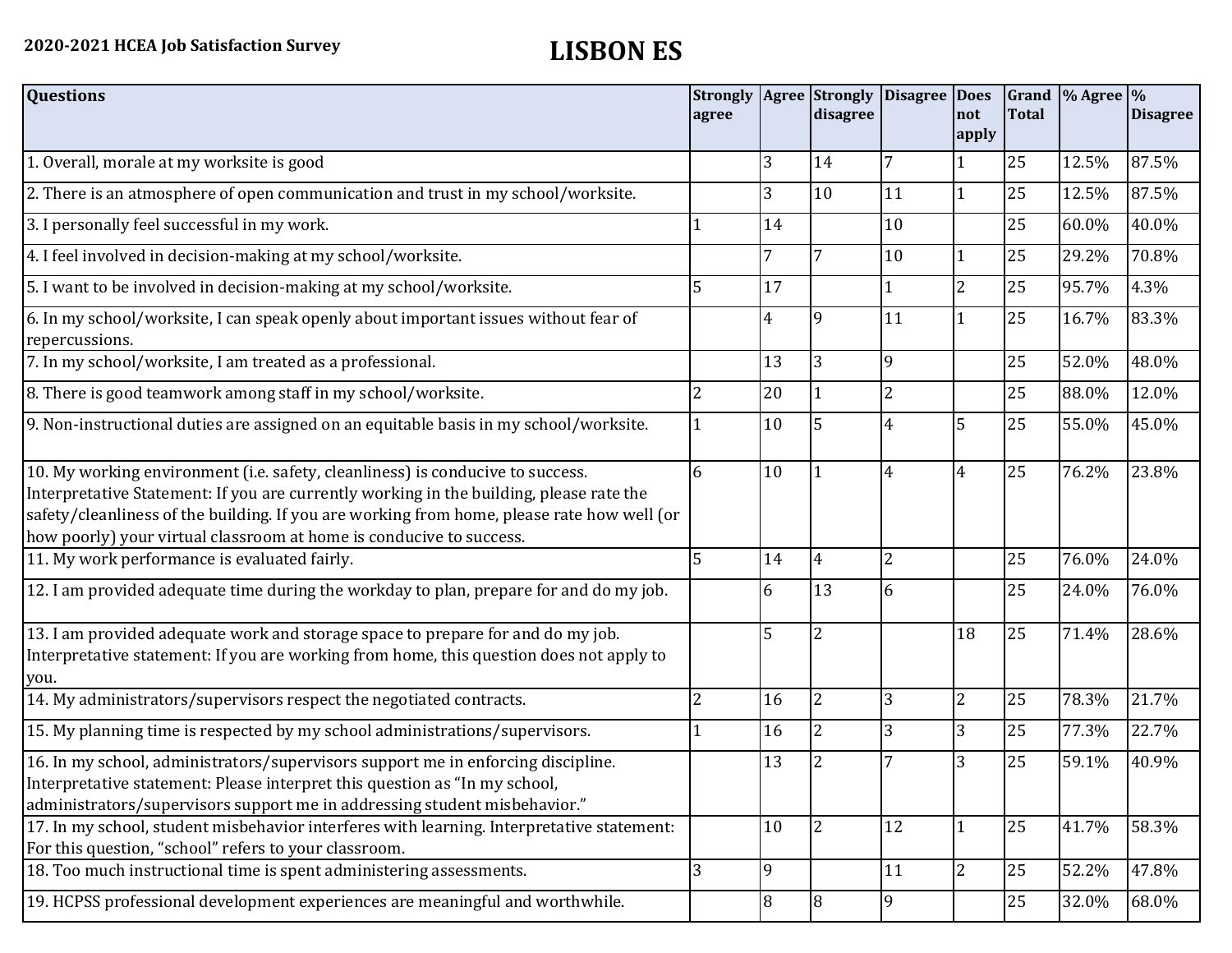**2020-2021 HCEA Job Satisfaction Survey**

# LISBON ES

| Questions | Strongly agree | Agree | Strongly disagree | Disagree | Does not apply | Grand Total | % Agree | % Disagree |
|---|---|---|---|---|---|---|---|---|
| 1. Overall, morale at my worksite is good | | 3 | 14 | 7 | 1 | 25 | 12.5% | 87.5% |
| 2. There is an atmosphere of open communication and trust in my school/worksite. | | 3 | 10 | 11 | 1 | 25 | 12.5% | 87.5% |
| 3. I personally feel successful in my work. | 1 | 14 | | 10 | | 25 | 60.0% | 40.0% |
| 4. I feel involved in decision-making at my school/worksite. | | 7 | 7 | 10 | 1 | 25 | 29.2% | 70.8% |
| 5. I want to be involved in decision-making at my school/worksite. | 5 | 17 | | 1 | 2 | 25 | 95.7% | 4.3% |
| 6. In my school/worksite, I can speak openly about important issues without fear of repercussions. | | 4 | 9 | 11 | 1 | 25 | 16.7% | 83.3% |
| 7. In my school/worksite, I am treated as a professional. | | 13 | 3 | 9 | | 25 | 52.0% | 48.0% |
| 8. There is good teamwork among staff in my school/worksite. | 2 | 20 | 1 | 2 | | 25 | 88.0% | 12.0% |
| 9. Non-instructional duties are assigned on an equitable basis in my school/worksite. | 1 | 10 | 5 | 4 | 5 | 25 | 55.0% | 45.0% |
| 10. My working environment (i.e. safety, cleanliness) is conducive to success. Interpretative Statement: If you are currently working in the building, please rate the safety/cleanliness of the building. If you are working from home, please rate how well (or how poorly) your virtual classroom at home is conducive to success. | 6 | 10 | 1 | 4 | 4 | 25 | 76.2% | 23.8% |
| 11. My work performance is evaluated fairly. | 5 | 14 | 4 | 2 | | 25 | 76.0% | 24.0% |
| 12. I am provided adequate time during the workday to plan, prepare for and do my job. | | 6 | 13 | 6 | | 25 | 24.0% | 76.0% |
| 13. I am provided adequate work and storage space to prepare for and do my job. Interpretative statement: If you are working from home, this question does not apply to you. | | 5 | 2 | | 18 | 25 | 71.4% | 28.6% |
| 14. My administrators/supervisors respect the negotiated contracts. | 2 | 16 | 2 | 3 | 2 | 25 | 78.3% | 21.7% |
| 15. My planning time is respected by my school administrations/supervisors. | 1 | 16 | 2 | 3 | 3 | 25 | 77.3% | 22.7% |
| 16. In my school, administrators/supervisors support me in enforcing discipline. Interpretative statement: Please interpret this question as "In my school, administrators/supervisors support me in addressing student misbehavior." | | 13 | 2 | 7 | 3 | 25 | 59.1% | 40.9% |
| 17. In my school, student misbehavior interferes with learning. Interpretative statement: For this question, "school" refers to your classroom. | | 10 | 2 | 12 | 1 | 25 | 41.7% | 58.3% |
| 18. Too much instructional time is spent administering assessments. | 3 | 9 | | 11 | 2 | 25 | 52.2% | 47.8% |
| 19. HCPSS professional development experiences are meaningful and worthwhile. | | 8 | 8 | 9 | | 25 | 32.0% | 68.0% |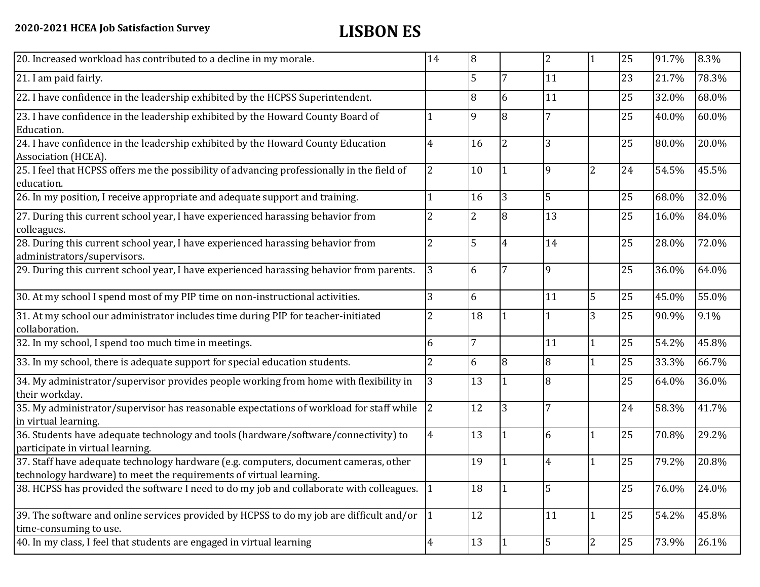**2020-2021 HCEA Job Satisfaction Survey**

# LISBON ES

| | | | | | | | |
|---|---|---|---|---|---|---|---|
| 20. Increased workload has contributed to a decline in my morale. | 14 | 8 | | 2 | 1 | 25 | 91.7% | 8.3% |
| 21. I am paid fairly. | | 5 | 7 | 11 | | 23 | 21.7% | 78.3% |
| 22. I have confidence in the leadership exhibited by the HCPSS Superintendent. | | 8 | 6 | 11 | | 25 | 32.0% | 68.0% |
| 23. I have confidence in the leadership exhibited by the Howard County Board of Education. | 1 | 9 | 8 | 7 | | 25 | 40.0% | 60.0% |
| 24. I have confidence in the leadership exhibited by the Howard County Education Association (HCEA). | 4 | 16 | 2 | 3 | | 25 | 80.0% | 20.0% |
| 25. I feel that HCPSS offers me the possibility of advancing professionally in the field of education. | 2 | 10 | 1 | 9 | 2 | 24 | 54.5% | 45.5% |
| 26. In my position, I receive appropriate and adequate support and training. | 1 | 16 | 3 | 5 | | 25 | 68.0% | 32.0% |
| 27. During this current school year, I have experienced harassing behavior from colleagues. | 2 | 2 | 8 | 13 | | 25 | 16.0% | 84.0% |
| 28. During this current school year, I have experienced harassing behavior from administrators/supervisors. | 2 | 5 | 4 | 14 | | 25 | 28.0% | 72.0% |
| 29. During this current school year, I have experienced harassing behavior from parents. | 3 | 6 | 7 | 9 | | 25 | 36.0% | 64.0% |
| 30. At my school I spend most of my PIP time on non-instructional activities. | 3 | 6 | | 11 | 5 | 25 | 45.0% | 55.0% |
| 31. At my school our administrator includes time during PIP for teacher-initiated collaboration. | 2 | 18 | 1 | 1 | 3 | 25 | 90.9% | 9.1% |
| 32. In my school, I spend too much time in meetings. | 6 | 7 | | 11 | 1 | 25 | 54.2% | 45.8% |
| 33. In my school, there is adequate support for special education students. | 2 | 6 | 8 | 8 | 1 | 25 | 33.3% | 66.7% |
| 34. My administrator/supervisor provides people working from home with flexibility in their workday. | 3 | 13 | 1 | 8 | | 25 | 64.0% | 36.0% |
| 35. My administrator/supervisor has reasonable expectations of workload for staff while in virtual learning. | 2 | 12 | 3 | 7 | | 24 | 58.3% | 41.7% |
| 36. Students have adequate technology and tools (hardware/software/connectivity) to participate in virtual learning. | 4 | 13 | 1 | 6 | 1 | 25 | 70.8% | 29.2% |
| 37. Staff have adequate technology hardware (e.g. computers, document cameras, other technology hardware) to meet the requirements of virtual learning. | | 19 | 1 | 4 | 1 | 25 | 79.2% | 20.8% |
| 38. HCPSS has provided the software I need to do my job and collaborate with colleagues. | 1 | 18 | 1 | 5 | | 25 | 76.0% | 24.0% |
| 39. The software and online services provided by HCPSS to do my job are difficult and/or time-consuming to use. | 1 | 12 | | 11 | 1 | 25 | 54.2% | 45.8% |
| 40. In my class, I feel that students are engaged in virtual learning | 4 | 13 | 1 | 5 | 2 | 25 | 73.9% | 26.1% |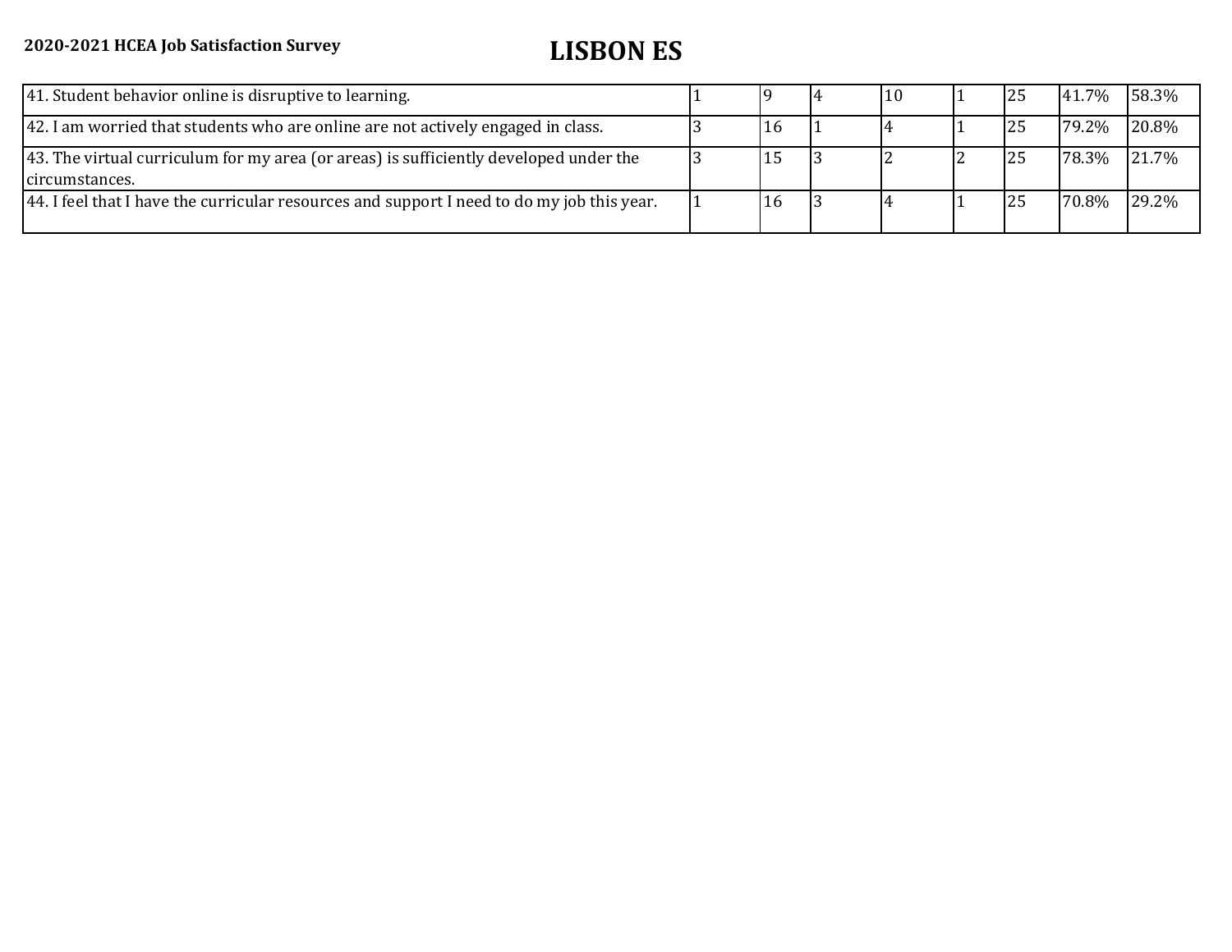## LISBON ES

| | | | | | | | | |
|---|---|---|---|---|---|---|---|---|
| 41. Student behavior online is disruptive to learning. | 1 | 9 | 4 | 10 | 1 | 25 | 41.7% | 58.3% |
| 42. I am worried that students who are online are not actively engaged in class. | 3 | 16 | 1 | 4 | 1 | 25 | 79.2% | 20.8% |
| 43. The virtual curriculum for my area (or areas) is sufficiently developed under the circumstances. | 3 | 15 | 3 | 2 | 2 | 25 | 78.3% | 21.7% |
| 44. I feel that I have the curricular resources and support I need to do my job this year. | 1 | 16 | 3 | 4 | 1 | 25 | 70.8% | 29.2% |